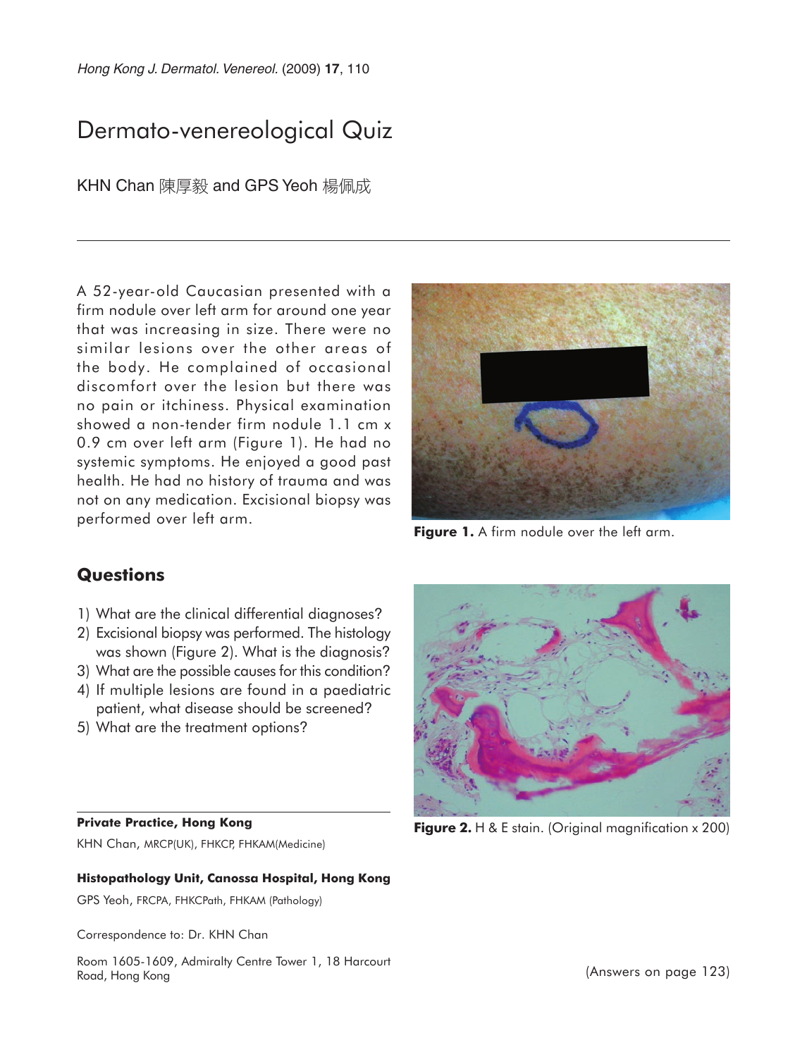# Dermato-venereological Quiz

KHN Chan 陳厚毅 and GPS Yeoh 楊佩成

---

A 52-year-old Caucasian presented with a firm nodule over left arm for around one year that was increasing in size. There were no similar lesions over the other areas of the body. He complained of occasional discomfort over the lesion but there was no pain or itchiness. Physical examination showed a non-tender firm nodule 1.1 cm x 0.9 cm over left arm (Figure 1). He had no systemic symptoms. He enjoyed a good past health. He had no history of trauma and was not on any medication. Excisional biopsy was performed over left arm.

**Figure 1.** A firm nodule over the left arm.

## Questions

1) What are the clinical differential diagnoses?
2) Excisional biopsy was performed. The histology was shown (Figure 2). What is the diagnosis?
3) What are the possible causes for this condition?
4) If multiple lesions are found in a paediatric patient, what disease should be screened?
5) What are the treatment options?

**Figure 2.** H & E stain. (Original magnification x 200)

---

**Private Practice, Hong Kong**

KHN Chan, MRCP(UK), FHKCP, FHKAM(Medicine)

**Histopathology Unit, Canossa Hospital, Hong Kong**

GPS Yeoh, FRCPA, FHKCPath, FHKAM (Pathology)

Correspondence to: Dr. KHN Chan

Room 1605-1609, Admiralty Centre Tower 1, 18 Harcourt Road, Hong Kong

(Answers on page 123)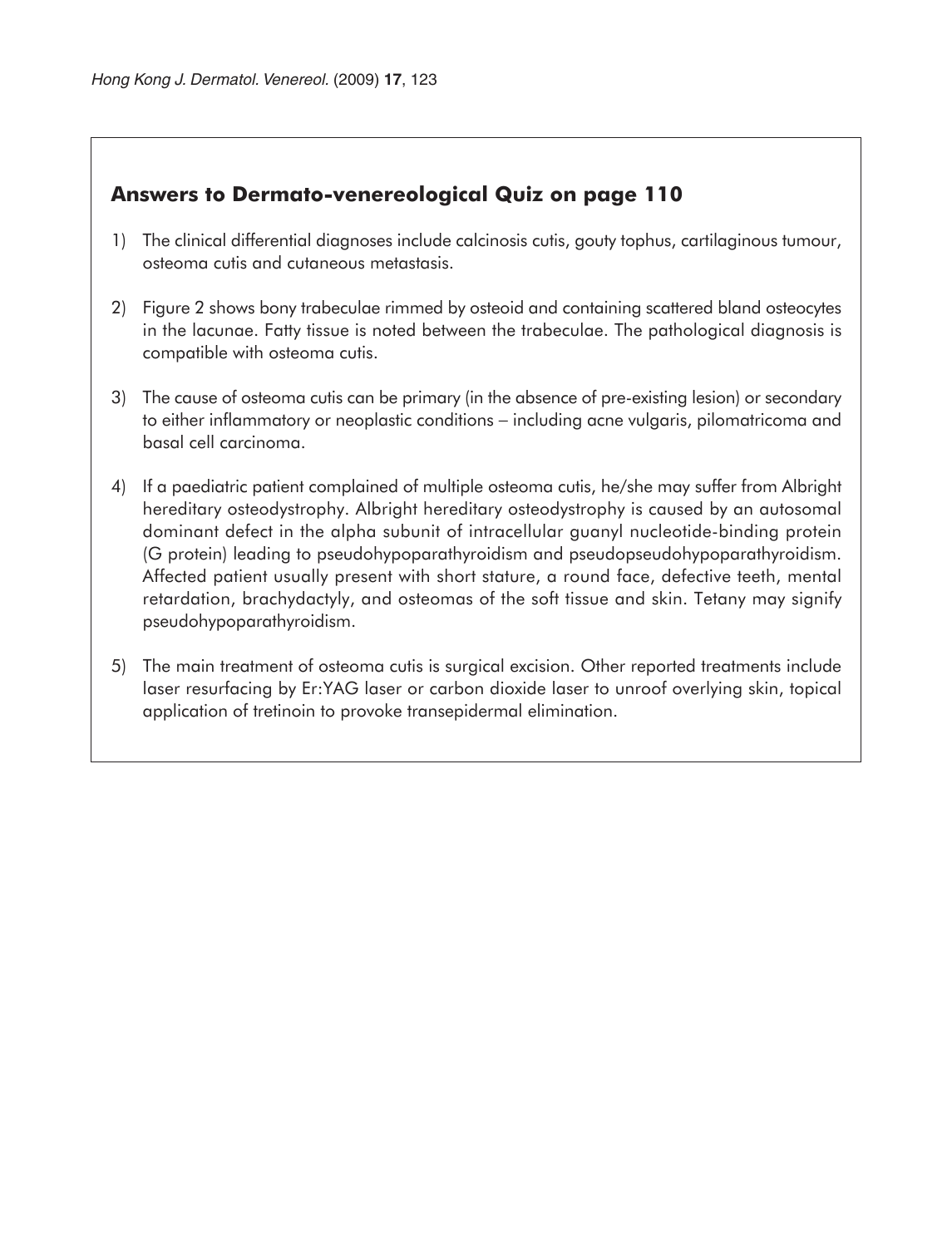## Answers to Dermato-venereological Quiz on page 110

1) The clinical differential diagnoses include calcinosis cutis, gouty tophus, cartilaginous tumour, osteoma cutis and cutaneous metastasis.

2) Figure 2 shows bony trabeculae rimmed by osteoid and containing scattered bland osteocytes in the lacunae. Fatty tissue is noted between the trabeculae. The pathological diagnosis is compatible with osteoma cutis.

3) The cause of osteoma cutis can be primary (in the absence of pre-existing lesion) or secondary to either inflammatory or neoplastic conditions – including acne vulgaris, pilomatricoma and basal cell carcinoma.

4) If a paediatric patient complained of multiple osteoma cutis, he/she may suffer from Albright hereditary osteodystrophy. Albright hereditary osteodystrophy is caused by an autosomal dominant defect in the alpha subunit of intracellular guanyl nucleotide-binding protein (G protein) leading to pseudohypoparathyroidism and pseudopseudohypoparathyroidism. Affected patient usually present with short stature, a round face, defective teeth, mental retardation, brachydactyly, and osteomas of the soft tissue and skin. Tetany may signify pseudohypoparathyroidism.

5) The main treatment of osteoma cutis is surgical excision. Other reported treatments include laser resurfacing by Er:YAG laser or carbon dioxide laser to unroof overlying skin, topical application of tretinoin to provoke transepidermal elimination.